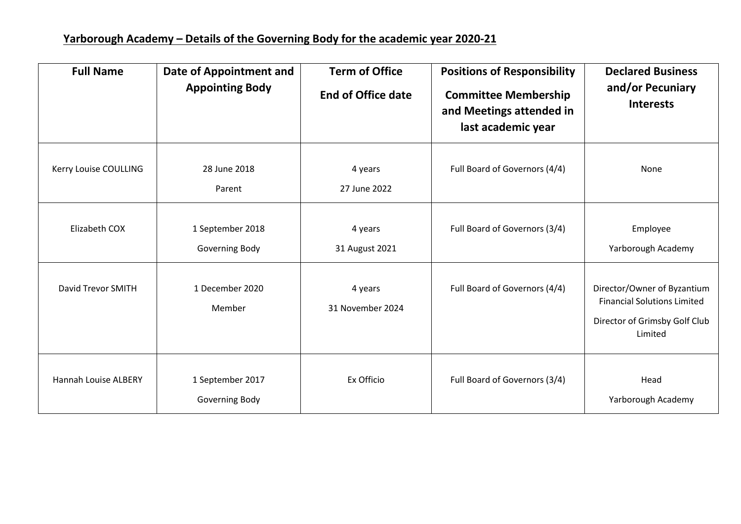## Yarborough Academy – Details of the Governing Body for the academic year 2020-21

| Full Name | Date of Appointment and Appointing Body | Term of Office<br>End of Office date | Positions of Responsibility<br>Committee Membership and Meetings attended in last academic year | Declared Business and/or Pecuniary Interests |
|---|---|---|---|---|
| Kerry Louise COULLING | 28 June 2018<br>Parent | 4 years<br>27 June 2022 | Full Board of Governors (4/4) | None |
| Elizabeth COX | 1 September 2018<br>Governing Body | 4 years<br>31 August 2021 | Full Board of Governors (3/4) | Employee<br>Yarborough Academy |
| David Trevor SMITH | 1 December 2020<br>Member | 4 years<br>31 November 2024 | Full Board of Governors (4/4) | Director/Owner of Byzantium Financial Solutions Limited<br>Director of Grimsby Golf Club Limited |
| Hannah Louise ALBERY | 1 September 2017<br>Governing Body | Ex Officio | Full Board of Governors (3/4) | Head<br>Yarborough Academy |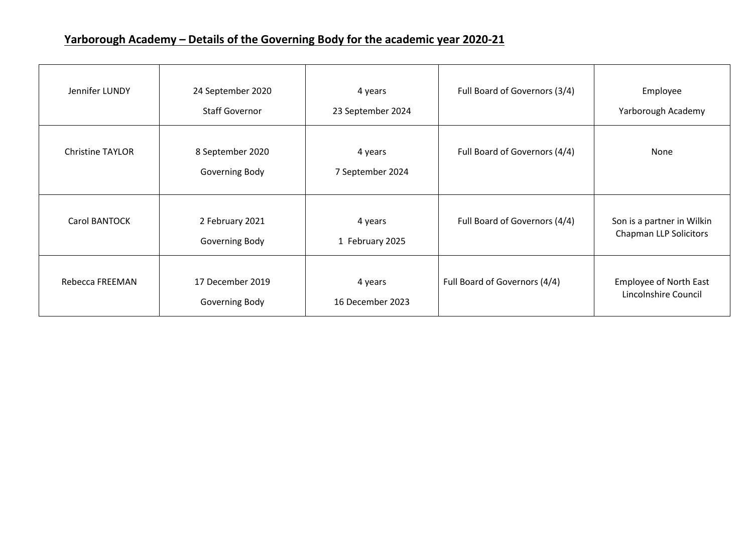## Yarborough Academy – Details of the Governing Body for the academic year 2020-21

| | | | | |
|---|---|---|---|---|
| Jennifer LUNDY | 24 September 2020<br>Staff Governor | 4 years<br>23 September 2024 | Full Board of Governors (3/4) | Employee<br>Yarborough Academy |
| Christine TAYLOR | 8 September 2020<br>Governing Body | 4 years<br>7 September 2024 | Full Board of Governors (4/4) | None |
| Carol BANTOCK | 2 February 2021<br>Governing Body | 4 years<br>1 February 2025 | Full Board of Governors (4/4) | Son is a partner in Wilkin Chapman LLP Solicitors |
| Rebecca FREEMAN | 17 December 2019<br>Governing Body | 4 years<br>16 December 2023 | Full Board of Governors (4/4) | Employee of North East Lincolnshire Council |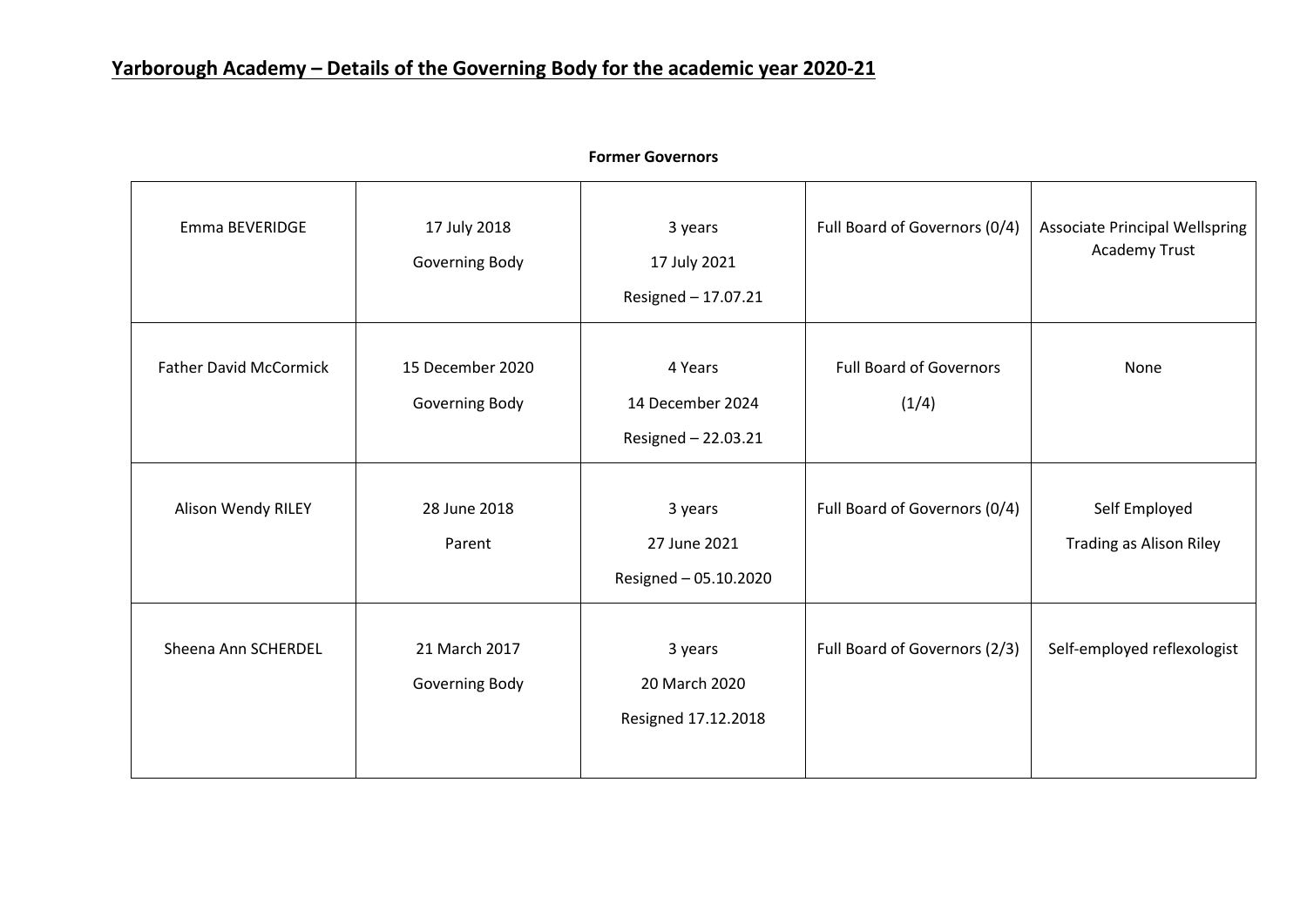# Yarborough Academy – Details of the Governing Body for the academic year 2020-21

**Former Governors**

| | | | | |
|---|---|---|---|---|
| Emma BEVERIDGE | 17 July 2018<br>Governing Body | 3 years<br>17 July 2021<br>Resigned – 17.07.21 | Full Board of Governors (0/4) | Associate Principal Wellspring Academy Trust |
| Father David McCormick | 15 December 2020<br>Governing Body | 4 Years<br>14 December 2024<br>Resigned – 22.03.21 | Full Board of Governors<br>(1/4) | None |
| Alison Wendy RILEY | 28 June 2018<br>Parent | 3 years<br>27 June 2021<br>Resigned – 05.10.2020 | Full Board of Governors (0/4) | Self Employed<br>Trading as Alison Riley |
| Sheena Ann SCHERDEL | 21 March 2017<br>Governing Body | 3 years<br>20 March 2020<br>Resigned 17.12.2018 | Full Board of Governors (2/3) | Self-employed reflexologist |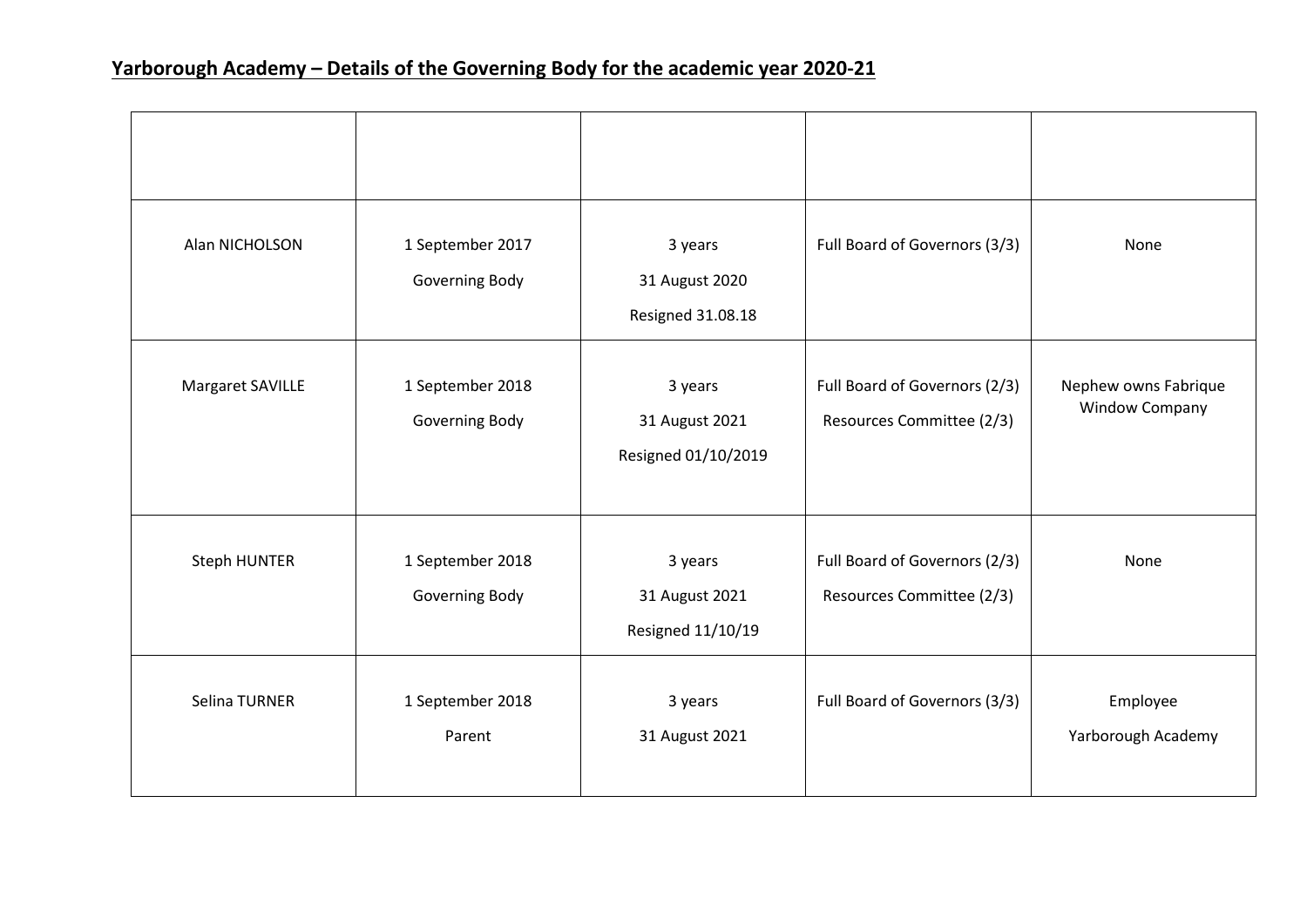## Yarborough Academy – Details of the Governing Body for the academic year 2020-21

| | | | | |
|---|---|---|---|---|
| Alan NICHOLSON | 1 September 2017<br>Governing Body | 3 years<br>31 August 2020<br>Resigned 31.08.18 | Full Board of Governors (3/3) | None |
| Margaret SAVILLE | 1 September 2018<br>Governing Body | 3 years<br>31 August 2021<br>Resigned 01/10/2019 | Full Board of Governors (2/3)<br>Resources Committee (2/3) | Nephew owns Fabrique Window Company |
| Steph HUNTER | 1 September 2018<br>Governing Body | 3 years<br>31 August 2021<br>Resigned 11/10/19 | Full Board of Governors (2/3)<br>Resources Committee (2/3) | None |
| Selina TURNER | 1 September 2018<br>Parent | 3 years<br>31 August 2021 | Full Board of Governors (3/3) | Employee<br>Yarborough Academy |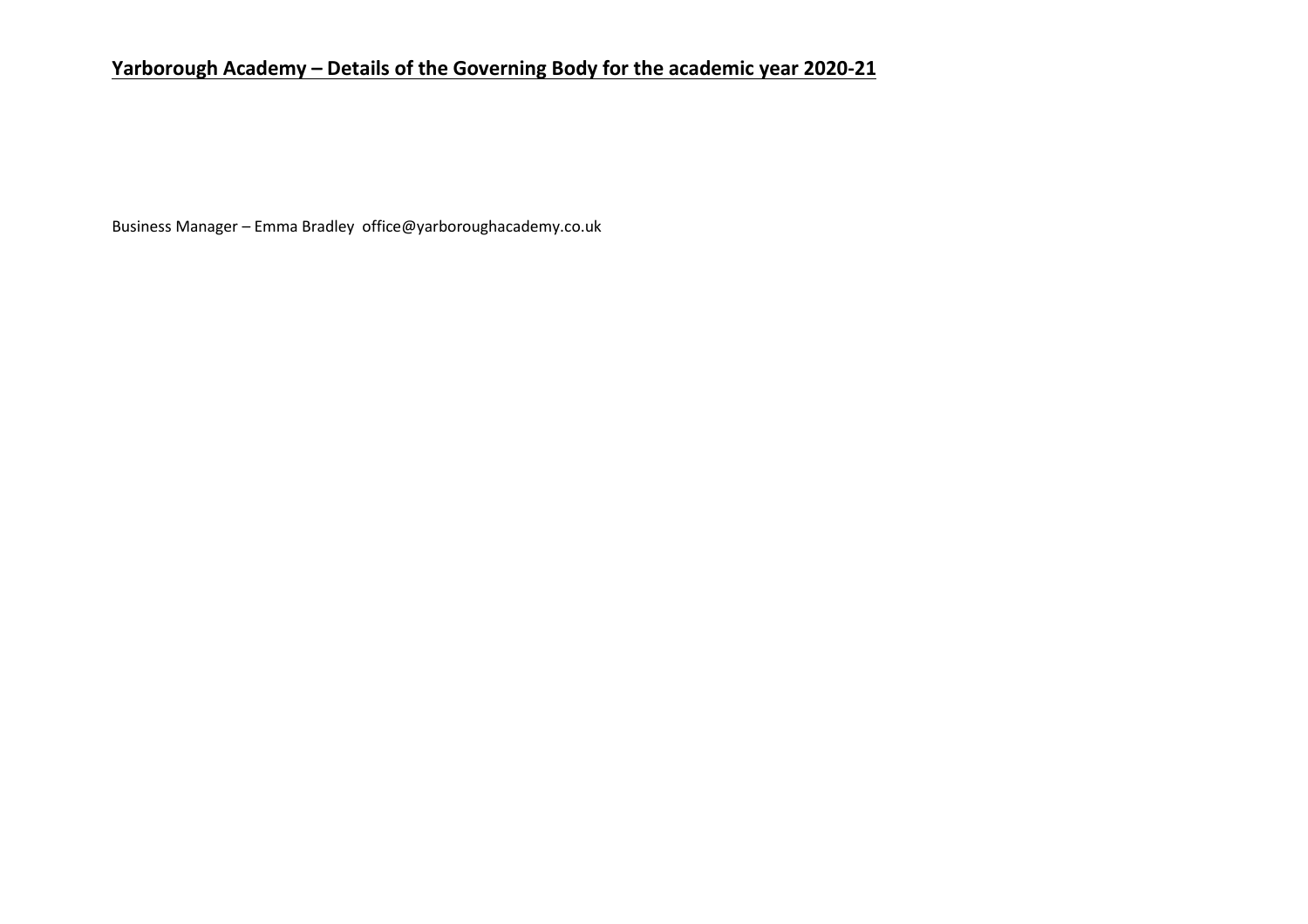**<u>Yarborough Academy – Details of the Governing Body for the academic year 2020-21</u>**

Business Manager – Emma Bradley office@yarboroughacademy.co.uk